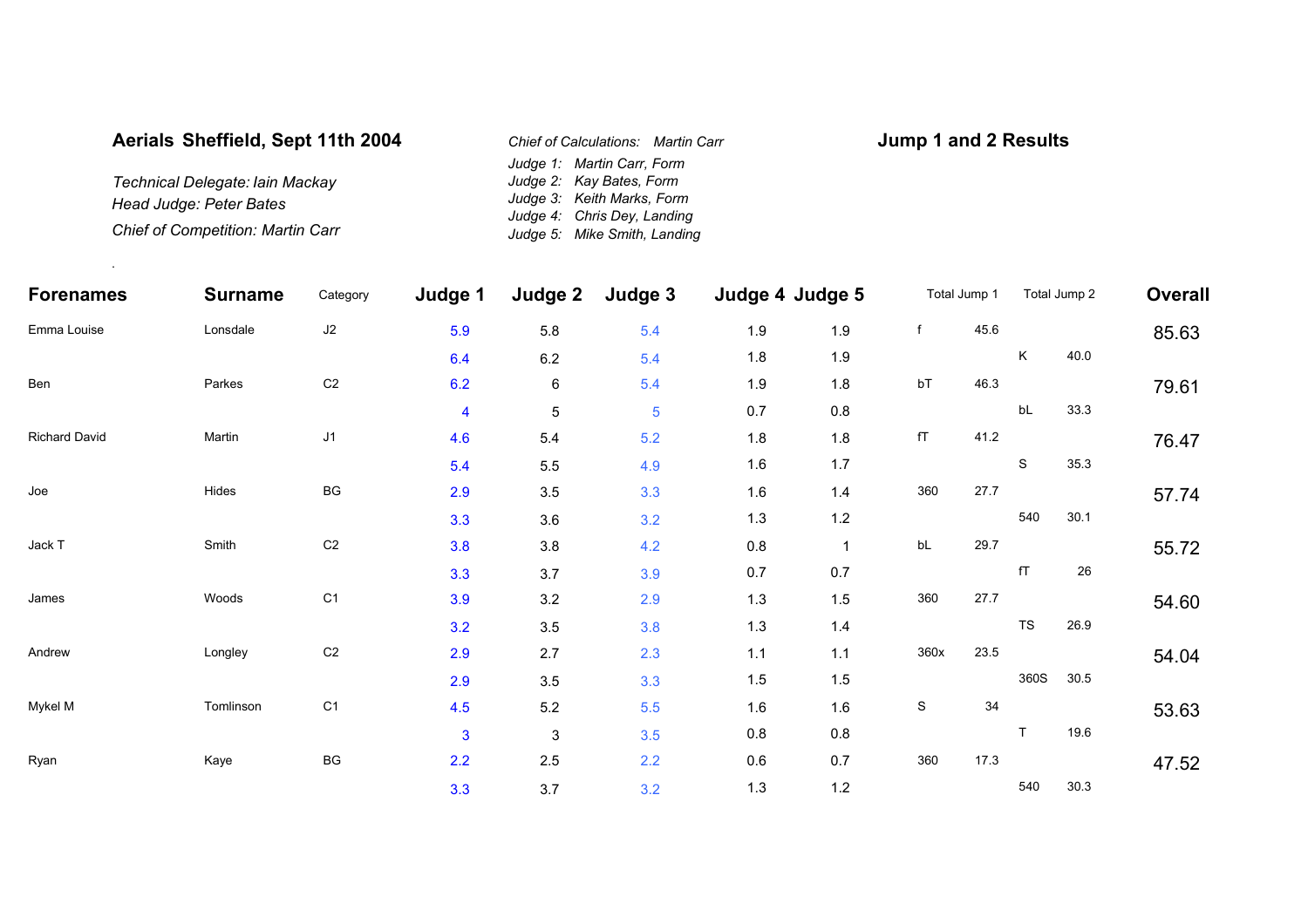# Aerials Sheffield, Sept 11th 2004

*Technical Delegate: Iain Mackay*
*Head Judge: Peter Bates*
*Chief of Competition: Martin Carr*

*Chief of Calculations: Martin Carr*
*Judge 1: Martin Carr, Form*
*Judge 2: Kay Bates, Form*
*Judge 3: Keith Marks, Form*
*Judge 4: Chris Dey, Landing*
*Judge 5: Mike Smith, Landing*

## Jump 1 and 2 Results

.

| Forenames | Surname | Category | Judge 1 | Judge 2 | Judge 3 | Judge 4 | Judge 5 | Total Jump 1 | | Total Jump 2 | | Overall |
|---|---|---|---|---|---|---|---|---|---|---|---|---|
| Emma Louise | Lonsdale | J2 | 5.9 | 5.8 | 5.4 | 1.9 | 1.9 | f | 45.6 | | | 85.63 |
| | | | 6.4 | 6.2 | 5.4 | 1.8 | 1.9 | | | K | 40.0 | |
| Ben | Parkes | C2 | 6.2 | 6 | 5.4 | 1.9 | 1.8 | bT | 46.3 | | | 79.61 |
| | | | 4 | 5 | 5 | 0.7 | 0.8 | | | bL | 33.3 | |
| Richard David | Martin | J1 | 4.6 | 5.4 | 5.2 | 1.8 | 1.8 | fT | 41.2 | | | 76.47 |
| | | | 5.4 | 5.5 | 4.9 | 1.6 | 1.7 | | | S | 35.3 | |
| Joe | Hides | BG | 2.9 | 3.5 | 3.3 | 1.6 | 1.4 | 360 | 27.7 | | | 57.74 |
| | | | 3.3 | 3.6 | 3.2 | 1.3 | 1.2 | | | 540 | 30.1 | |
| Jack T | Smith | C2 | 3.8 | 3.8 | 4.2 | 0.8 | 1 | bL | 29.7 | | | 55.72 |
| | | | 3.3 | 3.7 | 3.9 | 0.7 | 0.7 | | | fT | 26 | |
| James | Woods | C1 | 3.9 | 3.2 | 2.9 | 1.3 | 1.5 | 360 | 27.7 | | | 54.60 |
| | | | 3.2 | 3.5 | 3.8 | 1.3 | 1.4 | | | TS | 26.9 | |
| Andrew | Longley | C2 | 2.9 | 2.7 | 2.3 | 1.1 | 1.1 | 360x | 23.5 | | | 54.04 |
| | | | 2.9 | 3.5 | 3.3 | 1.5 | 1.5 | | | 360S | 30.5 | |
| Mykel M | Tomlinson | C1 | 4.5 | 5.2 | 5.5 | 1.6 | 1.6 | S | 34 | | | 53.63 |
| | | | 3 | 3 | 3.5 | 0.8 | 0.8 | | | T | 19.6 | |
| Ryan | Kaye | BG | 2.2 | 2.5 | 2.2 | 0.6 | 0.7 | 360 | 17.3 | | | 47.52 |
| | | | 3.3 | 3.7 | 3.2 | 1.3 | 1.2 | | | 540 | 30.3 | |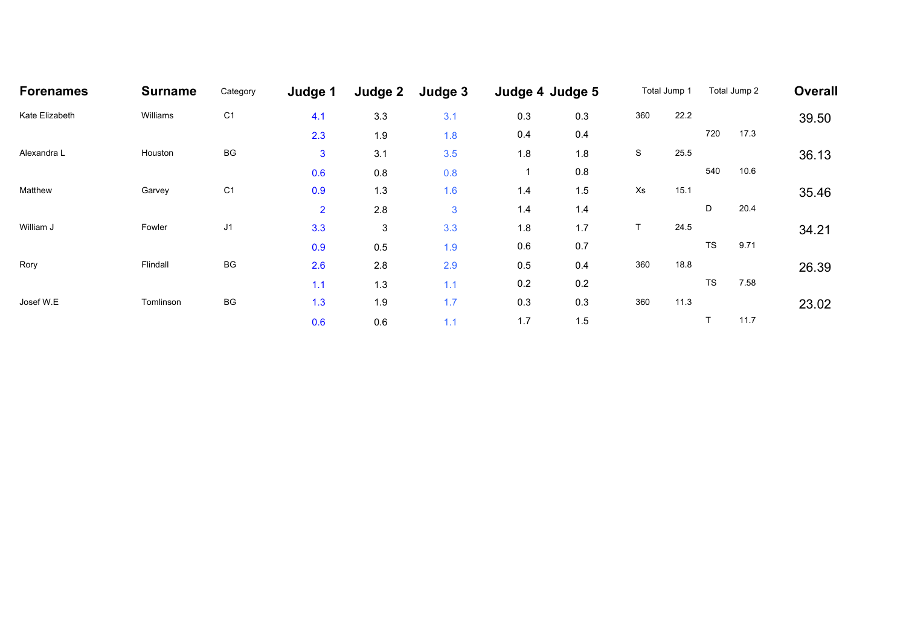| Forenames | Surname | Category | Judge 1 | Judge 2 | Judge 3 | Judge 4 | Judge 5 | Total Jump 1 | | Total Jump 2 | | Overall |
|---|---|---|---|---|---|---|---|---|---|---|---|---|
| Kate Elizabeth | Williams | C1 | 4.1 | 3.3 | 3.1 | 0.3 | 0.3 | 360 | 22.2 | | | 39.50 |
| | | | 2.3 | 1.9 | 1.8 | 0.4 | 0.4 | | | 720 | 17.3 | |
| Alexandra L | Houston | BG | 3 | 3.1 | 3.5 | 1.8 | 1.8 | S | 25.5 | | | 36.13 |
| | | | 0.6 | 0.8 | 0.8 | 1 | 0.8 | | | 540 | 10.6 | |
| Matthew | Garvey | C1 | 0.9 | 1.3 | 1.6 | 1.4 | 1.5 | Xs | 15.1 | | | 35.46 |
| | | | 2 | 2.8 | 3 | 1.4 | 1.4 | | | D | 20.4 | |
| William J | Fowler | J1 | 3.3 | 3 | 3.3 | 1.8 | 1.7 | T | 24.5 | | | 34.21 |
| | | | 0.9 | 0.5 | 1.9 | 0.6 | 0.7 | | | TS | 9.71 | |
| Rory | Flindall | BG | 2.6 | 2.8 | 2.9 | 0.5 | 0.4 | 360 | 18.8 | | | 26.39 |
| | | | 1.1 | 1.3 | 1.1 | 0.2 | 0.2 | | | TS | 7.58 | |
| Josef W.E | Tomlinson | BG | 1.3 | 1.9 | 1.7 | 0.3 | 0.3 | 360 | 11.3 | | | 23.02 |
| | | | 0.6 | 0.6 | 1.1 | 1.7 | 1.5 | | | T | 11.7 | |